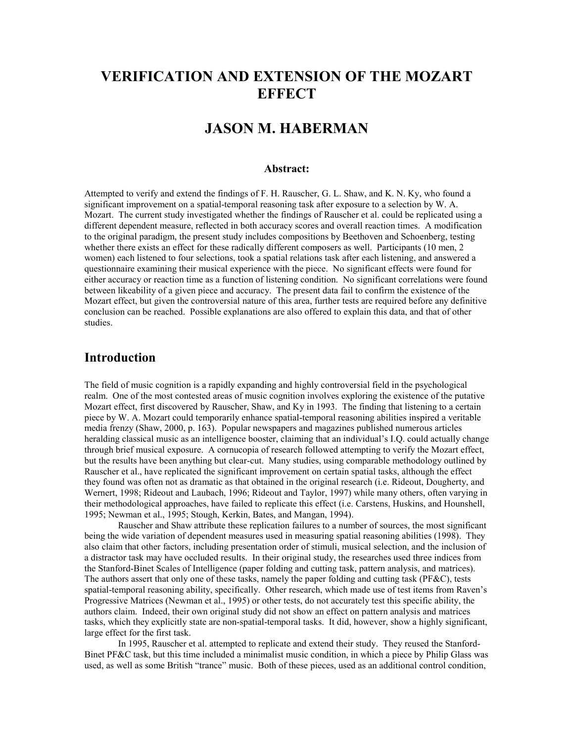# VERIFICATION AND EXTENSION OF THE MOZART EFFECT

## JASON M. HABERMAN

### Abstract:

Attempted to verify and extend the findings of F. H. Rauscher, G. L. Shaw, and K. N. Ky, who found a significant improvement on a spatial-temporal reasoning task after exposure to a selection by W. A. Mozart. The current study investigated whether the findings of Rauscher et al. could be replicated using a different dependent measure, reflected in both accuracy scores and overall reaction times. A modification to the original paradigm, the present study includes compositions by Beethoven and Schoenberg, testing whether there exists an effect for these radically different composers as well. Participants (10 men, 2 women) each listened to four selections, took a spatial relations task after each listening, and answered a questionnaire examining their musical experience with the piece. No significant effects were found for either accuracy or reaction time as a function of listening condition. No significant correlations were found between likeability of a given piece and accuracy. The present data fail to confirm the existence of the Mozart effect, but given the controversial nature of this area, further tests are required before any definitive conclusion can be reached. Possible explanations are also offered to explain this data, and that of other studies.

## Introduction

The field of music cognition is a rapidly expanding and highly controversial field in the psychological realm. One of the most contested areas of music cognition involves exploring the existence of the putative Mozart effect, first discovered by Rauscher, Shaw, and Ky in 1993. The finding that listening to a certain piece by W. A. Mozart could temporarily enhance spatial-temporal reasoning abilities inspired a veritable media frenzy (Shaw, 2000, p. 163). Popular newspapers and magazines published numerous articles heralding classical music as an intelligence booster, claiming that an individual's I.Q. could actually change through brief musical exposure. A cornucopia of research followed attempting to verify the Mozart effect, but the results have been anything but clear-cut. Many studies, using comparable methodology outlined by Rauscher et al., have replicated the significant improvement on certain spatial tasks, although the effect they found was often not as dramatic as that obtained in the original research (i.e. Rideout, Dougherty, and Wernert, 1998; Rideout and Laubach, 1996; Rideout and Taylor, 1997) while many others, often varying in their methodological approaches, have failed to replicate this effect (i.e. Carstens, Huskins, and Hounshell, 1995; Newman et al., 1995; Stough, Kerkin, Bates, and Mangan, 1994).

Rauscher and Shaw attribute these replication failures to a number of sources, the most significant being the wide variation of dependent measures used in measuring spatial reasoning abilities (1998). They also claim that other factors, including presentation order of stimuli, musical selection, and the inclusion of a distractor task may have occluded results. In their original study, the researches used three indices from the Stanford-Binet Scales of Intelligence (paper folding and cutting task, pattern analysis, and matrices). The authors assert that only one of these tasks, namely the paper folding and cutting task (PF&C), tests spatial-temporal reasoning ability, specifically. Other research, which made use of test items from Raven's Progressive Matrices (Newman et al., 1995) or other tests, do not accurately test this specific ability, the authors claim. Indeed, their own original study did not show an effect on pattern analysis and matrices tasks, which they explicitly state are non-spatial-temporal tasks. It did, however, show a highly significant, large effect for the first task.

In 1995, Rauscher et al. attempted to replicate and extend their study. They reused the Stanford-Binet PF&C task, but this time included a minimalist music condition, in which a piece by Philip Glass was used, as well as some British "trance" music. Both of these pieces, used as an additional control condition,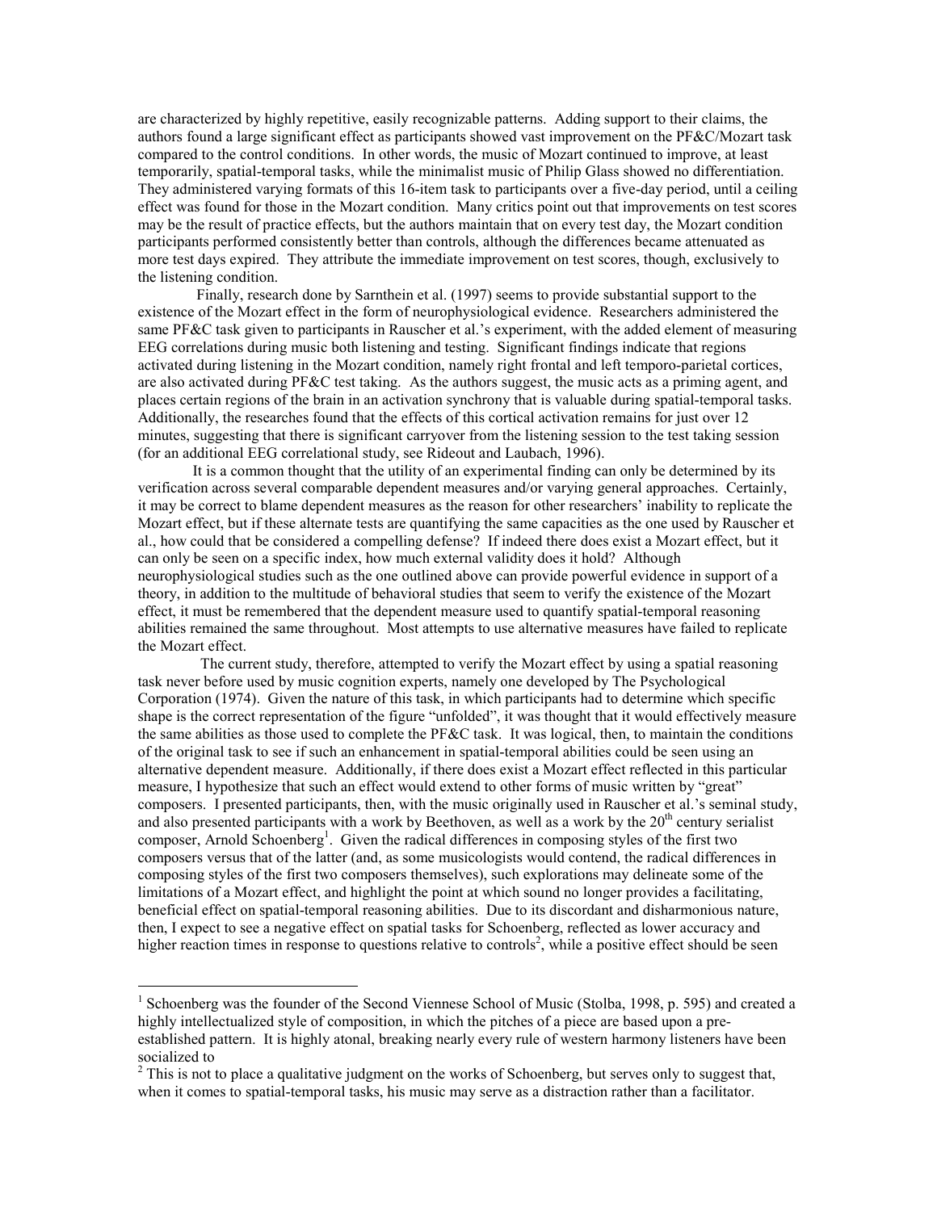are characterized by highly repetitive, easily recognizable patterns. Adding support to their claims, the authors found a large significant effect as participants showed vast improvement on the PF&C/Mozart task compared to the control conditions. In other words, the music of Mozart continued to improve, at least temporarily, spatial-temporal tasks, while the minimalist music of Philip Glass showed no differentiation. They administered varying formats of this 16-item task to participants over a five-day period, until a ceiling effect was found for those in the Mozart condition. Many critics point out that improvements on test scores may be the result of practice effects, but the authors maintain that on every test day, the Mozart condition participants performed consistently better than controls, although the differences became attenuated as more test days expired. They attribute the immediate improvement on test scores, though, exclusively to the listening condition.

Finally, research done by Sarnthein et al. (1997) seems to provide substantial support to the existence of the Mozart effect in the form of neurophysiological evidence. Researchers administered the same PF&C task given to participants in Rauscher et al.'s experiment, with the added element of measuring EEG correlations during music both listening and testing. Significant findings indicate that regions activated during listening in the Mozart condition, namely right frontal and left temporo-parietal cortices, are also activated during PF&C test taking. As the authors suggest, the music acts as a priming agent, and places certain regions of the brain in an activation synchrony that is valuable during spatial-temporal tasks. Additionally, the researches found that the effects of this cortical activation remains for just over 12 minutes, suggesting that there is significant carryover from the listening session to the test taking session (for an additional EEG correlational study, see Rideout and Laubach, 1996).

It is a common thought that the utility of an experimental finding can only be determined by its verification across several comparable dependent measures and/or varying general approaches. Certainly, it may be correct to blame dependent measures as the reason for other researchers' inability to replicate the Mozart effect, but if these alternate tests are quantifying the same capacities as the one used by Rauscher et al., how could that be considered a compelling defense? If indeed there does exist a Mozart effect, but it can only be seen on a specific index, how much external validity does it hold? Although neurophysiological studies such as the one outlined above can provide powerful evidence in support of a theory, in addition to the multitude of behavioral studies that seem to verify the existence of the Mozart effect, it must be remembered that the dependent measure used to quantify spatial-temporal reasoning abilities remained the same throughout. Most attempts to use alternative measures have failed to replicate the Mozart effect.

The current study, therefore, attempted to verify the Mozart effect by using a spatial reasoning task never before used by music cognition experts, namely one developed by The Psychological Corporation (1974). Given the nature of this task, in which participants had to determine which specific shape is the correct representation of the figure "unfolded", it was thought that it would effectively measure the same abilities as those used to complete the PF&C task. It was logical, then, to maintain the conditions of the original task to see if such an enhancement in spatial-temporal abilities could be seen using an alternative dependent measure. Additionally, if there does exist a Mozart effect reflected in this particular measure, I hypothesize that such an effect would extend to other forms of music written by "great" composers. I presented participants, then, with the music originally used in Rauscher et al.'s seminal study, and also presented participants with a work by Beethoven, as well as a work by the 20th century serialist composer, Arnold Schoenberg[1]. Given the radical differences in composing styles of the first two composers versus that of the latter (and, as some musicologists would contend, the radical differences in composing styles of the first two composers themselves), such explorations may delineate some of the limitations of a Mozart effect, and highlight the point at which sound no longer provides a facilitating, beneficial effect on spatial-temporal reasoning abilities. Due to its discordant and disharmonious nature, then, I expect to see a negative effect on spatial tasks for Schoenberg, reflected as lower accuracy and higher reaction times in response to questions relative to controls[2], while a positive effect should be seen

---

[1] Schoenberg was the founder of the Second Viennese School of Music (Stolba, 1998, p. 595) and created a highly intellectualized style of composition, in which the pitches of a piece are based upon a pre-established pattern. It is highly atonal, breaking nearly every rule of western harmony listeners have been socialized to

[2] This is not to place a qualitative judgment on the works of Schoenberg, but serves only to suggest that, when it comes to spatial-temporal tasks, his music may serve as a distraction rather than a facilitator.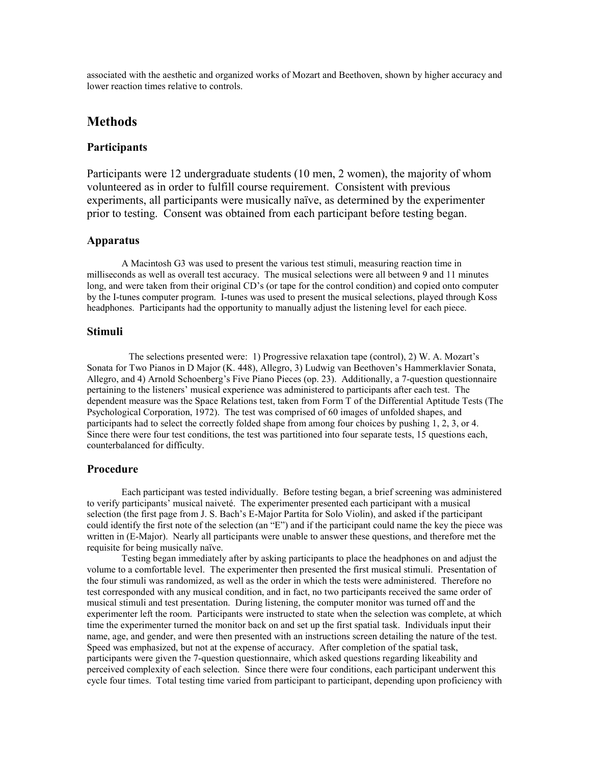associated with the aesthetic and organized works of Mozart and Beethoven, shown by higher accuracy and lower reaction times relative to controls.

## Methods

### Participants

Participants were 12 undergraduate students (10 men, 2 women), the majority of whom volunteered as in order to fulfill course requirement. Consistent with previous experiments, all participants were musically naïve, as determined by the experimenter prior to testing. Consent was obtained from each participant before testing began.

### Apparatus

A Macintosh G3 was used to present the various test stimuli, measuring reaction time in milliseconds as well as overall test accuracy. The musical selections were all between 9 and 11 minutes long, and were taken from their original CD's (or tape for the control condition) and copied onto computer by the I-tunes computer program. I-tunes was used to present the musical selections, played through Koss headphones. Participants had the opportunity to manually adjust the listening level for each piece.

### Stimuli

The selections presented were: 1) Progressive relaxation tape (control), 2) W. A. Mozart's Sonata for Two Pianos in D Major (K. 448), Allegro, 3) Ludwig van Beethoven's Hammerklavier Sonata, Allegro, and 4) Arnold Schoenberg's Five Piano Pieces (op. 23). Additionally, a 7-question questionnaire pertaining to the listeners' musical experience was administered to participants after each test. The dependent measure was the Space Relations test, taken from Form T of the Differential Aptitude Tests (The Psychological Corporation, 1972). The test was comprised of 60 images of unfolded shapes, and participants had to select the correctly folded shape from among four choices by pushing 1, 2, 3, or 4. Since there were four test conditions, the test was partitioned into four separate tests, 15 questions each, counterbalanced for difficulty.

### Procedure

Each participant was tested individually. Before testing began, a brief screening was administered to verify participants' musical naiveté. The experimenter presented each participant with a musical selection (the first page from J. S. Bach's E-Major Partita for Solo Violin), and asked if the participant could identify the first note of the selection (an "E") and if the participant could name the key the piece was written in (E-Major). Nearly all participants were unable to answer these questions, and therefore met the requisite for being musically naïve.

Testing began immediately after by asking participants to place the headphones on and adjust the volume to a comfortable level. The experimenter then presented the first musical stimuli. Presentation of the four stimuli was randomized, as well as the order in which the tests were administered. Therefore no test corresponded with any musical condition, and in fact, no two participants received the same order of musical stimuli and test presentation. During listening, the computer monitor was turned off and the experimenter left the room. Participants were instructed to state when the selection was complete, at which time the experimenter turned the monitor back on and set up the first spatial task. Individuals input their name, age, and gender, and were then presented with an instructions screen detailing the nature of the test. Speed was emphasized, but not at the expense of accuracy. After completion of the spatial task, participants were given the 7-question questionnaire, which asked questions regarding likeability and perceived complexity of each selection. Since there were four conditions, each participant underwent this cycle four times. Total testing time varied from participant to participant, depending upon proficiency with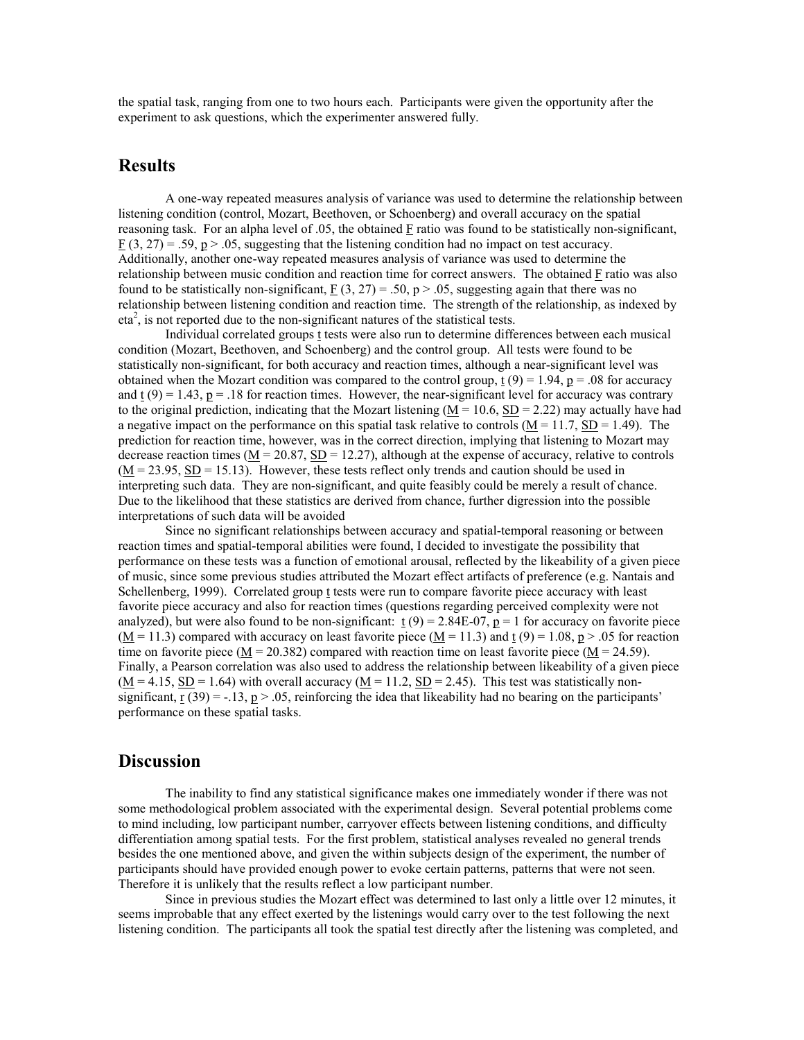the spatial task, ranging from one to two hours each. Participants were given the opportunity after the experiment to ask questions, which the experimenter answered fully.

## Results

A one-way repeated measures analysis of variance was used to determine the relationship between listening condition (control, Mozart, Beethoven, or Schoenberg) and overall accuracy on the spatial reasoning task. For an alpha level of .05, the obtained F ratio was found to be statistically non-significant, $F(3, 27) = .59$, $p > .05$, suggesting that the listening condition had no impact on test accuracy. Additionally, another one-way repeated measures analysis of variance was used to determine the relationship between music condition and reaction time for correct answers. The obtained F ratio was also found to be statistically non-significant, $F(3, 27) = .50$, $p > .05$, suggesting again that there was no relationship between listening condition and reaction time. The strength of the relationship, as indexed by $eta^2$, is not reported due to the non-significant natures of the statistical tests.

Individual correlated groups t tests were also run to determine differences between each musical condition (Mozart, Beethoven, and Schoenberg) and the control group. All tests were found to be statistically non-significant, for both accuracy and reaction times, although a near-significant level was obtained when the Mozart condition was compared to the control group, $t(9) = 1.94$, $p = .08$ for accuracy and $t(9) = 1.43$, $p = .18$ for reaction times. However, the near-significant level for accuracy was contrary to the original prediction, indicating that the Mozart listening ($M = 10.6$, $SD = 2.22$) may actually have had a negative impact on the performance on this spatial task relative to controls ($M = 11.7$, $SD = 1.49$). The prediction for reaction time, however, was in the correct direction, implying that listening to Mozart may decrease reaction times ($M = 20.87$, $SD = 12.27$), although at the expense of accuracy, relative to controls ($M = 23.95$, $SD = 15.13$). However, these tests reflect only trends and caution should be used in interpreting such data. They are non-significant, and quite feasibly could be merely a result of chance. Due to the likelihood that these statistics are derived from chance, further digression into the possible interpretations of such data will be avoided

Since no significant relationships between accuracy and spatial-temporal reasoning or between reaction times and spatial-temporal abilities were found, I decided to investigate the possibility that performance on these tests was a function of emotional arousal, reflected by the likeability of a given piece of music, since some previous studies attributed the Mozart effect artifacts of preference (e.g. Nantais and Schellenberg, 1999). Correlated group t tests were run to compare favorite piece accuracy with least favorite piece accuracy and also for reaction times (questions regarding perceived complexity were not analyzed), but were also found to be non-significant: $t(9) = 2.84\text{E-}07$, $p = 1$ for accuracy on favorite piece ($M = 11.3$) compared with accuracy on least favorite piece ($M = 11.3$) and $t(9) = 1.08$, $p > .05$ for reaction time on favorite piece ($M = 20.382$) compared with reaction time on least favorite piece ($M = 24.59$). Finally, a Pearson correlation was also used to address the relationship between likeability of a given piece ($M = 4.15$, $SD = 1.64$) with overall accuracy ($M = 11.2$, $SD = 2.45$). This test was statistically non-significant, $r(39) = -.13$, $p > .05$, reinforcing the idea that likeability had no bearing on the participants' performance on these spatial tasks.

## Discussion

The inability to find any statistical significance makes one immediately wonder if there was not some methodological problem associated with the experimental design. Several potential problems come to mind including, low participant number, carryover effects between listening conditions, and difficulty differentiation among spatial tests. For the first problem, statistical analyses revealed no general trends besides the one mentioned above, and given the within subjects design of the experiment, the number of participants should have provided enough power to evoke certain patterns, patterns that were not seen. Therefore it is unlikely that the results reflect a low participant number.

Since in previous studies the Mozart effect was determined to last only a little over 12 minutes, it seems improbable that any effect exerted by the listenings would carry over to the test following the next listening condition. The participants all took the spatial test directly after the listening was completed, and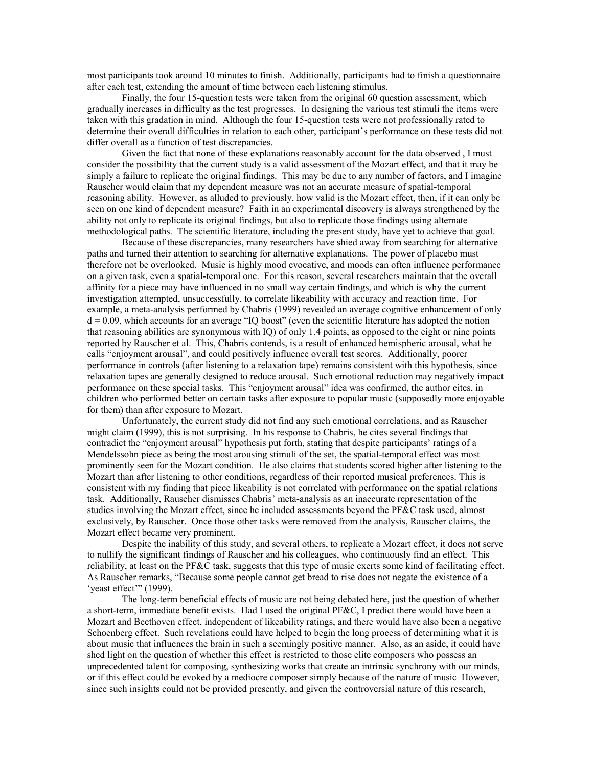most participants took around 10 minutes to finish. Additionally, participants had to finish a questionnaire after each test, extending the amount of time between each listening stimulus.

Finally, the four 15-question tests were taken from the original 60 question assessment, which gradually increases in difficulty as the test progresses. In designing the various test stimuli the items were taken with this gradation in mind. Although the four 15-question tests were not professionally rated to determine their overall difficulties in relation to each other, participant's performance on these tests did not differ overall as a function of test discrepancies.

Given the fact that none of these explanations reasonably account for the data observed , I must consider the possibility that the current study is a valid assessment of the Mozart effect, and that it may be simply a failure to replicate the original findings. This may be due to any number of factors, and I imagine Rauscher would claim that my dependent measure was not an accurate measure of spatial-temporal reasoning ability. However, as alluded to previously, how valid is the Mozart effect, then, if it can only be seen on one kind of dependent measure? Faith in an experimental discovery is always strengthened by the ability not only to replicate its original findings, but also to replicate those findings using alternate methodological paths. The scientific literature, including the present study, have yet to achieve that goal.

Because of these discrepancies, many researchers have shied away from searching for alternative paths and turned their attention to searching for alternative explanations. The power of placebo must therefore not be overlooked. Music is highly mood evocative, and moods can often influence performance on a given task, even a spatial-temporal one. For this reason, several researchers maintain that the overall affinity for a piece may have influenced in no small way certain findings, and which is why the current investigation attempted, unsuccessfully, to correlate likeability with accuracy and reaction time. For example, a meta-analysis performed by Chabris (1999) revealed an average cognitive enhancement of only $\underline{d} = 0.09$, which accounts for an average "IQ boost" (even the scientific literature has adopted the notion that reasoning abilities are synonymous with IQ) of only 1.4 points, as opposed to the eight or nine points reported by Rauscher et al. This, Chabris contends, is a result of enhanced hemispheric arousal, what he calls "enjoyment arousal", and could positively influence overall test scores. Additionally, poorer performance in controls (after listening to a relaxation tape) remains consistent with this hypothesis, since relaxation tapes are generally designed to reduce arousal. Such emotional reduction may negatively impact performance on these special tasks. This "enjoyment arousal" idea was confirmed, the author cites, in children who performed better on certain tasks after exposure to popular music (supposedly more enjoyable for them) than after exposure to Mozart.

Unfortunately, the current study did not find any such emotional correlations, and as Rauscher might claim (1999), this is not surprising. In his response to Chabris, he cites several findings that contradict the "enjoyment arousal" hypothesis put forth, stating that despite participants' ratings of a Mendelssohn piece as being the most arousing stimuli of the set, the spatial-temporal effect was most prominently seen for the Mozart condition. He also claims that students scored higher after listening to the Mozart than after listening to other conditions, regardless of their reported musical preferences. This is consistent with my finding that piece likeability is not correlated with performance on the spatial relations task. Additionally, Rauscher dismisses Chabris' meta-analysis as an inaccurate representation of the studies involving the Mozart effect, since he included assessments beyond the PF&C task used, almost exclusively, by Rauscher. Once those other tasks were removed from the analysis, Rauscher claims, the Mozart effect became very prominent.

Despite the inability of this study, and several others, to replicate a Mozart effect, it does not serve to nullify the significant findings of Rauscher and his colleagues, who continuously find an effect. This reliability, at least on the PF&C task, suggests that this type of music exerts some kind of facilitating effect. As Rauscher remarks, "Because some people cannot get bread to rise does not negate the existence of a 'yeast effect'" (1999).

The long-term beneficial effects of music are not being debated here, just the question of whether a short-term, immediate benefit exists. Had I used the original PF&C, I predict there would have been a Mozart and Beethoven effect, independent of likeability ratings, and there would have also been a negative Schoenberg effect. Such revelations could have helped to begin the long process of determining what it is about music that influences the brain in such a seemingly positive manner. Also, as an aside, it could have shed light on the question of whether this effect is restricted to those elite composers who possess an unprecedented talent for composing, synthesizing works that create an intrinsic synchrony with our minds, or if this effect could be evoked by a mediocre composer simply because of the nature of music However, since such insights could not be provided presently, and given the controversial nature of this research,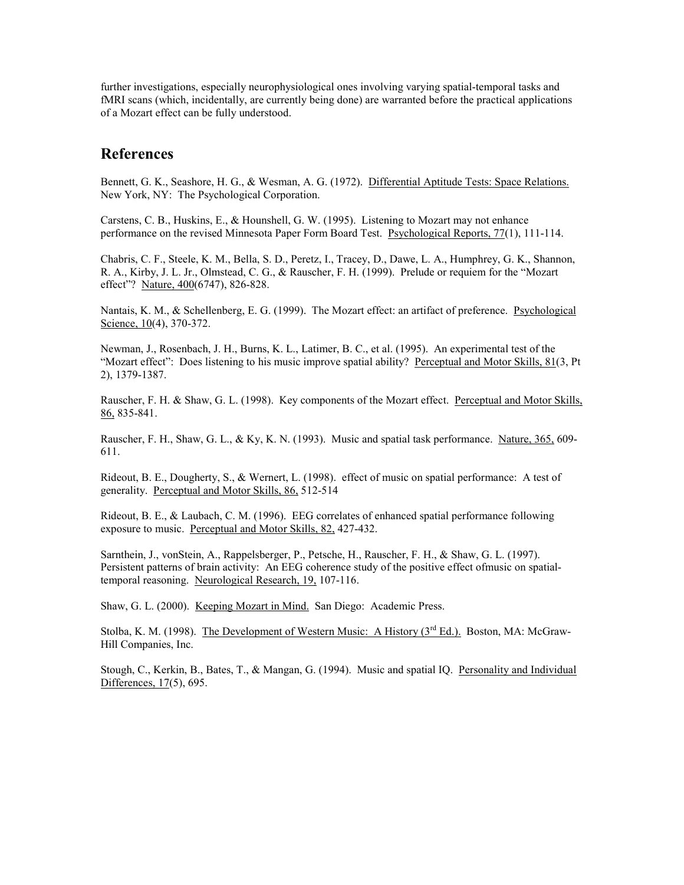further investigations, especially neurophysiological ones involving varying spatial-temporal tasks and fMRI scans (which, incidentally, are currently being done) are warranted before the practical applications of a Mozart effect can be fully understood.

## References

Bennett, G. K., Seashore, H. G., & Wesman, A. G. (1972). Differential Aptitude Tests: Space Relations. New York, NY: The Psychological Corporation.

Carstens, C. B., Huskins, E., & Hounshell, G. W. (1995). Listening to Mozart may not enhance performance on the revised Minnesota Paper Form Board Test. Psychological Reports, 77(1), 111-114.

Chabris, C. F., Steele, K. M., Bella, S. D., Peretz, I., Tracey, D., Dawe, L. A., Humphrey, G. K., Shannon, R. A., Kirby, J. L. Jr., Olmstead, C. G., & Rauscher, F. H. (1999). Prelude or requiem for the "Mozart effect"? Nature, 400(6747), 826-828.

Nantais, K. M., & Schellenberg, E. G. (1999). The Mozart effect: an artifact of preference. Psychological Science, 10(4), 370-372.

Newman, J., Rosenbach, J. H., Burns, K. L., Latimer, B. C., et al. (1995). An experimental test of the "Mozart effect": Does listening to his music improve spatial ability? Perceptual and Motor Skills, 81(3, Pt 2), 1379-1387.

Rauscher, F. H. & Shaw, G. L. (1998). Key components of the Mozart effect. Perceptual and Motor Skills, 86, 835-841.

Rauscher, F. H., Shaw, G. L., & Ky, K. N. (1993). Music and spatial task performance. Nature, 365, 609-611.

Rideout, B. E., Dougherty, S., & Wernert, L. (1998). effect of music on spatial performance: A test of generality. Perceptual and Motor Skills, 86, 512-514

Rideout, B. E., & Laubach, C. M. (1996). EEG correlates of enhanced spatial performance following exposure to music. Perceptual and Motor Skills, 82, 427-432.

Sarnthein, J., vonStein, A., Rappelsberger, P., Petsche, H., Rauscher, F. H., & Shaw, G. L. (1997). Persistent patterns of brain activity: An EEG coherence study of the positive effect ofmusic on spatial-temporal reasoning. Neurological Research, 19, 107-116.

Shaw, G. L. (2000). Keeping Mozart in Mind. San Diego: Academic Press.

Stolba, K. M. (1998). The Development of Western Music: A History (3rd Ed.). Boston, MA: McGraw-Hill Companies, Inc.

Stough, C., Kerkin, B., Bates, T., & Mangan, G. (1994). Music and spatial IQ. Personality and Individual Differences, 17(5), 695.